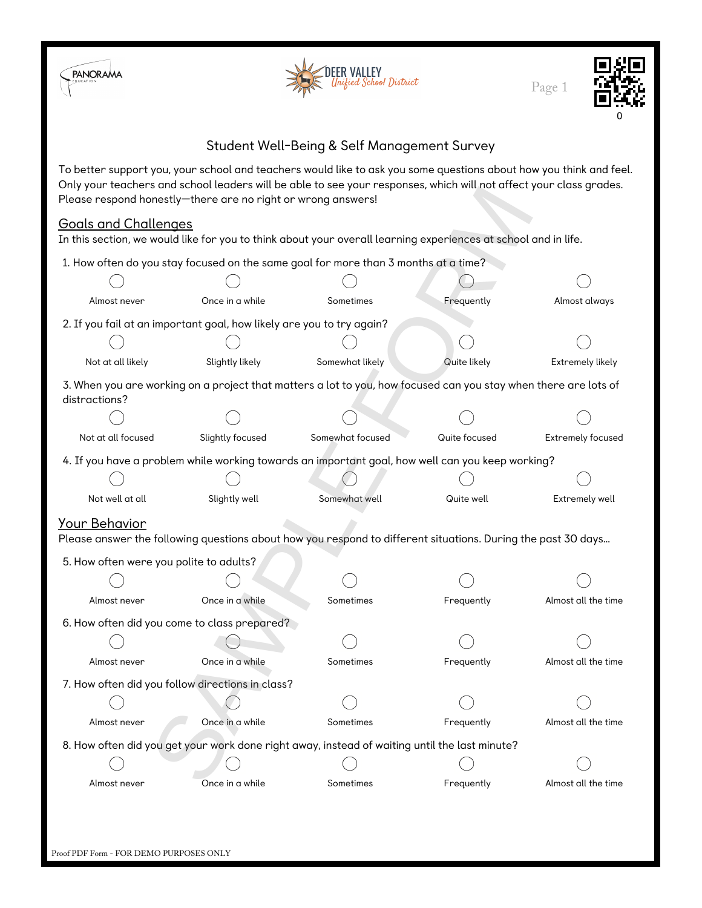# Student Well-Being & Self Management Survey

To better support you, your school and teachers would like to ask you some questions about how you think and feel. Only your teachers and school leaders will be able to see your responses, which will not affect your class grades. Please respond honestly—there are no right or wrong answers!

## Goals and Challenges

In this section, we would like for you to think about your overall learning experiences at school and in life.

1. How often do you stay focused on the same goal for more than 3 months at a time?

   ◯ Almost never ◯ Once in a while ◯ Sometimes ◯ Frequently ◯ Almost always

2. If you fail at an important goal, how likely are you to try again?

   ◯ Not at all likely ◯ Slightly likely ◯ Somewhat likely ◯ Quite likely ◯ Extremely likely

3. When you are working on a project that matters a lot to you, how focused can you stay when there are lots of distractions?

   ◯ Not at all focused ◯ Slightly focused ◯ Somewhat focused ◯ Quite focused ◯ Extremely focused

4. If you have a problem while working towards an important goal, how well can you keep working?

   ◯ Not well at all ◯ Slightly well ◯ Somewhat well ◯ Quite well ◯ Extremely well

## Your Behavior

Please answer the following questions about how you respond to different situations. During the past 30 days...

5. How often were you polite to adults?

   ◯ Almost never ◯ Once in a while ◯ Sometimes ◯ Frequently ◯ Almost all the time

6. How often did you come to class prepared?

   ◯ Almost never ◯ Once in a while ◯ Sometimes ◯ Frequently ◯ Almost all the time

7. How often did you follow directions in class?

   ◯ Almost never ◯ Once in a while ◯ Sometimes ◯ Frequently ◯ Almost all the time

8. How often did you get your work done right away, instead of waiting until the last minute?

   ◯ Almost never ◯ Once in a while ◯ Sometimes ◯ Frequently ◯ Almost all the time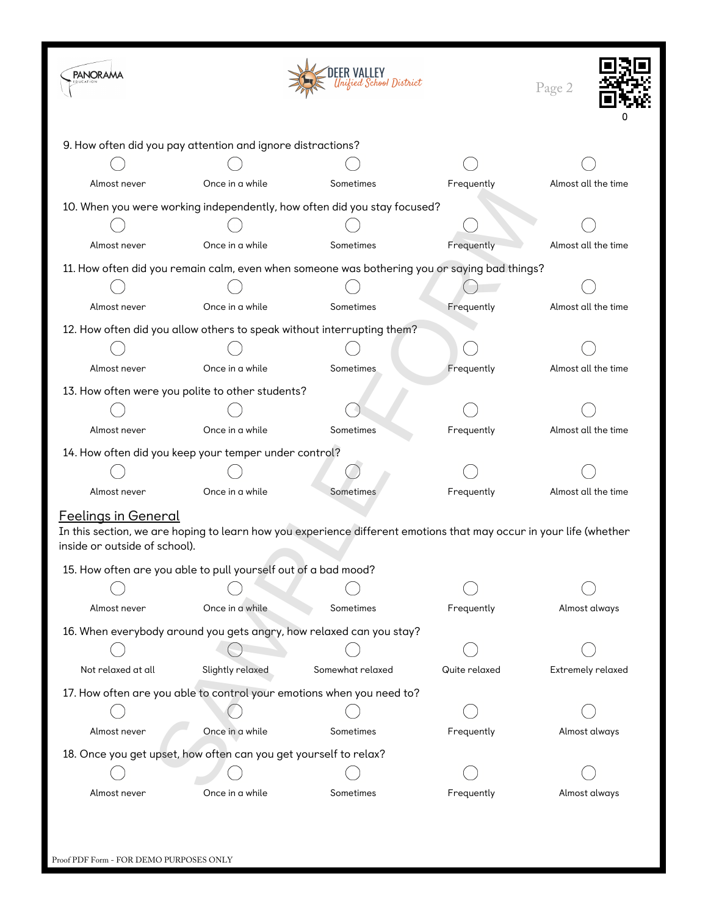9. How often did you pay attention and ignore distractions?

| ◯ | ◯ | ◯ | ◯ | ◯ |
|---|---|---|---|---|
| Almost never | Once in a while | Sometimes | Frequently | Almost all the time |

10. When you were working independently, how often did you stay focused?

| ◯ | ◯ | ◯ | ◯ | ◯ |
|---|---|---|---|---|
| Almost never | Once in a while | Sometimes | Frequently | Almost all the time |

11. How often did you remain calm, even when someone was bothering you or saying bad things?

| ◯ | ◯ | ◯ | ◯ | ◯ |
|---|---|---|---|---|
| Almost never | Once in a while | Sometimes | Frequently | Almost all the time |

12. How often did you allow others to speak without interrupting them?

| ◯ | ◯ | ◯ | ◯ | ◯ |
|---|---|---|---|---|
| Almost never | Once in a while | Sometimes | Frequently | Almost all the time |

13. How often were you polite to other students?

| ◯ | ◯ | ◯ | ◯ | ◯ |
|---|---|---|---|---|
| Almost never | Once in a while | Sometimes | Frequently | Almost all the time |

14. How often did you keep your temper under control?

| ◯ | ◯ | ◯ | ◯ | ◯ |
|---|---|---|---|---|
| Almost never | Once in a while | Sometimes | Frequently | Almost all the time |

## Feelings in General

In this section, we are hoping to learn how you experience different emotions that may occur in your life (whether inside or outside of school).

15. How often are you able to pull yourself out of a bad mood?

| ◯ | ◯ | ◯ | ◯ | ◯ |
|---|---|---|---|---|
| Almost never | Once in a while | Sometimes | Frequently | Almost always |

16. When everybody around you gets angry, how relaxed can you stay?

| ◯ | ◯ | ◯ | ◯ | ◯ |
|---|---|---|---|---|
| Not relaxed at all | Slightly relaxed | Somewhat relaxed | Quite relaxed | Extremely relaxed |

17. How often are you able to control your emotions when you need to?

| ◯ | ◯ | ◯ | ◯ | ◯ |
|---|---|---|---|---|
| Almost never | Once in a while | Sometimes | Frequently | Almost always |

18. Once you get upset, how often can you get yourself to relax?

| ◯ | ◯ | ◯ | ◯ | ◯ |
|---|---|---|---|---|
| Almost never | Once in a while | Sometimes | Frequently | Almost always |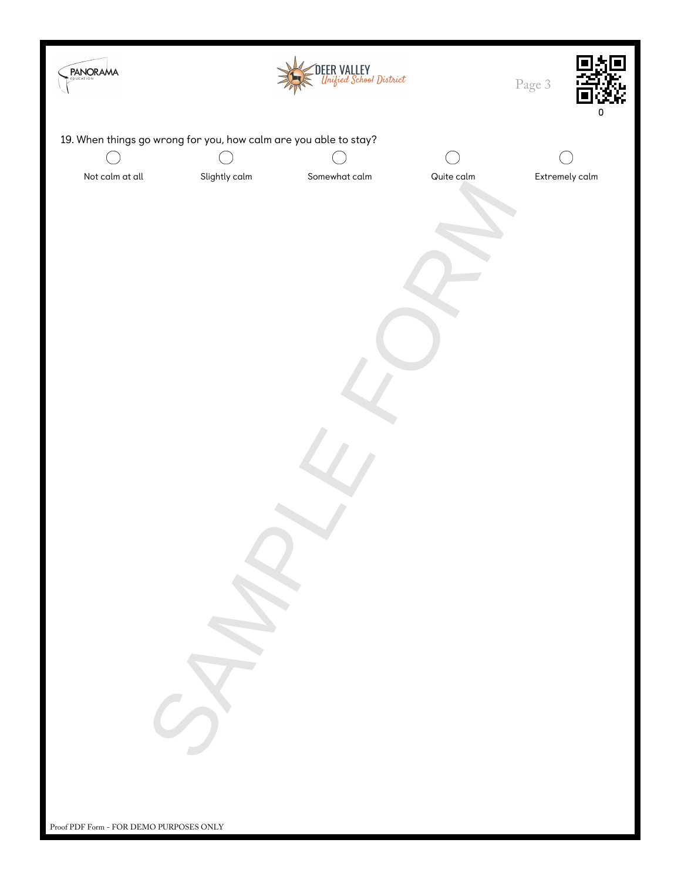19. When things go wrong for you, how calm are you able to stay?

- ◯ Not calm at all
- ◯ Slightly calm
- ◯ Somewhat calm
- ◯ Quite calm
- ◯ Extremely calm

Proof PDF Form - FOR DEMO PURPOSES ONLY